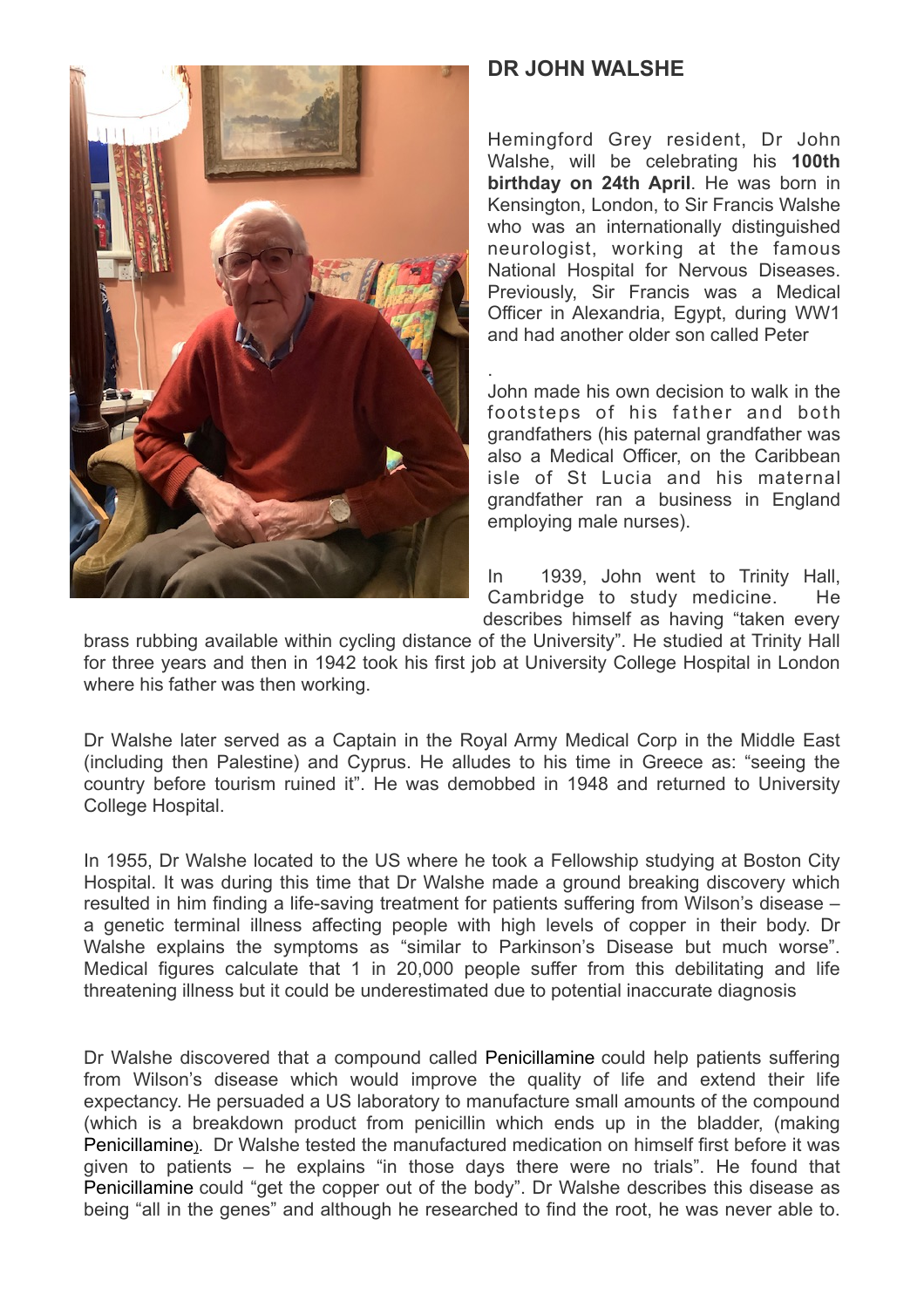## DR JOHN WALSHE

Hemingford Grey resident, Dr John Walshe, will be celebrating his **100th birthday on 24th April**. He was born in Kensington, London, to Sir Francis Walshe who was an internationally distinguished neurologist, working at the famous National Hospital for Nervous Diseases. Previously, Sir Francis was a Medical Officer in Alexandria, Egypt, during WW1 and had another older son called Peter

.

John made his own decision to walk in the footsteps of his father and both grandfathers (his paternal grandfather was also a Medical Officer, on the Caribbean isle of St Lucia and his maternal grandfather ran a business in England employing male nurses).

In 1939, John went to Trinity Hall, Cambridge to study medicine. He describes himself as having "taken every brass rubbing available within cycling distance of the University". He studied at Trinity Hall for three years and then in 1942 took his first job at University College Hospital in London where his father was then working.

Dr Walshe later served as a Captain in the Royal Army Medical Corp in the Middle East (including then Palestine) and Cyprus. He alludes to his time in Greece as: "seeing the country before tourism ruined it". He was demobbed in 1948 and returned to University College Hospital.

In 1955, Dr Walshe located to the US where he took a Fellowship studying at Boston City Hospital. It was during this time that Dr Walshe made a ground breaking discovery which resulted in him finding a life-saving treatment for patients suffering from Wilson's disease – a genetic terminal illness affecting people with high levels of copper in their body. Dr Walshe explains the symptoms as "similar to Parkinson's Disease but much worse". Medical figures calculate that 1 in 20,000 people suffer from this debilitating and life threatening illness but it could be underestimated due to potential inaccurate diagnosis

Dr Walshe discovered that a compound called Penicillamine could help patients suffering from Wilson's disease which would improve the quality of life and extend their life expectancy. He persuaded a US laboratory to manufacture small amounts of the compound (which is a breakdown product from penicillin which ends up in the bladder, (making Penicillamine). Dr Walshe tested the manufactured medication on himself first before it was given to patients – he explains "in those days there were no trials". He found that Penicillamine could "get the copper out of the body". Dr Walshe describes this disease as being "all in the genes" and although he researched to find the root, he was never able to.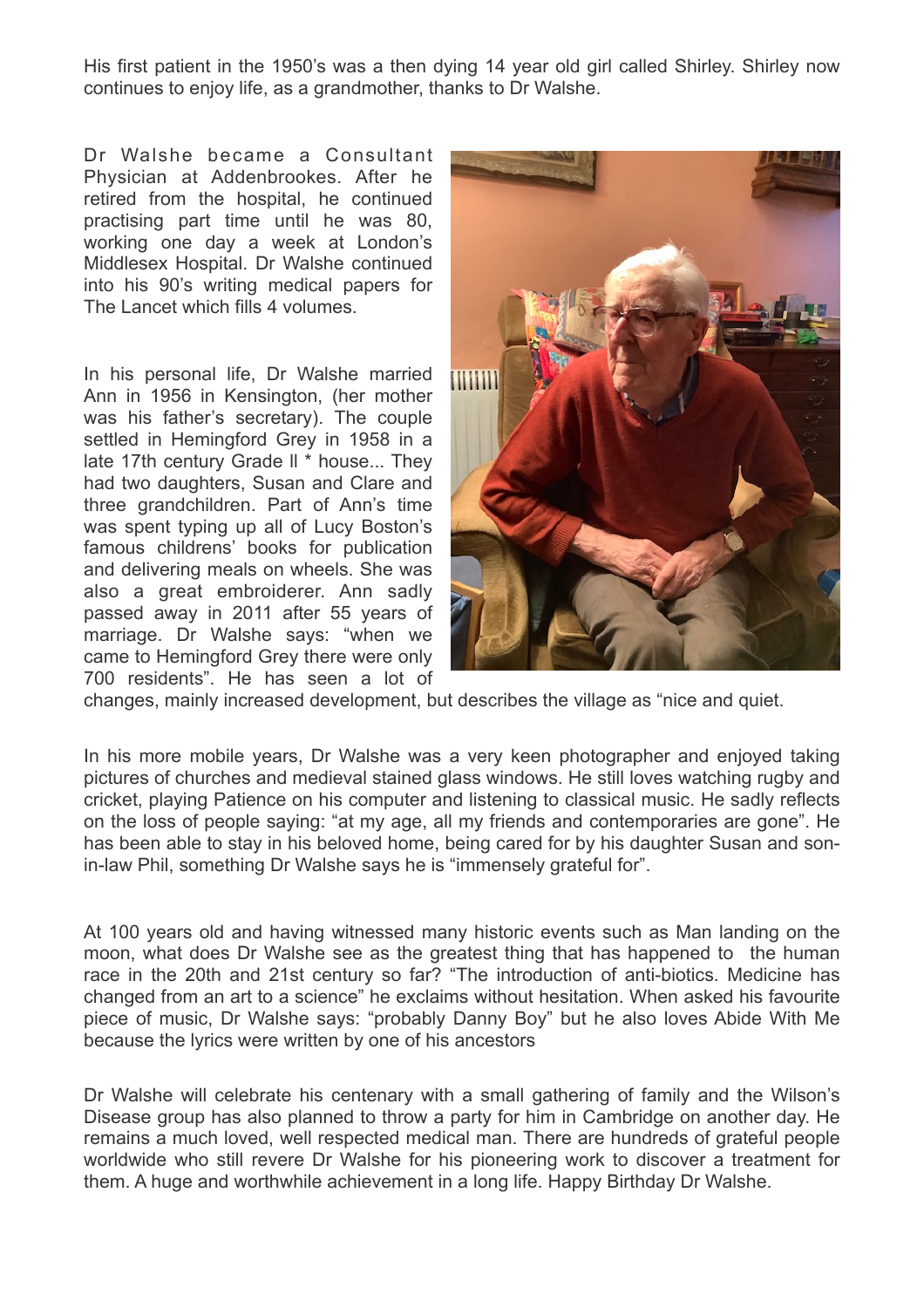His first patient in the 1950's was a then dying 14 year old girl called Shirley. Shirley now continues to enjoy life, as a grandmother, thanks to Dr Walshe.

Dr Walshe became a Consultant Physician at Addenbrookes. After he retired from the hospital, he continued practising part time until he was 80, working one day a week at London's Middlesex Hospital. Dr Walshe continued into his 90's writing medical papers for The Lancet which fills 4 volumes.

In his personal life, Dr Walshe married Ann in 1956 in Kensington, (her mother was his father's secretary). The couple settled in Hemingford Grey in 1958 in a late 17th century Grade ll * house... They had two daughters, Susan and Clare and three grandchildren. Part of Ann's time was spent typing up all of Lucy Boston's famous childrens' books for publication and delivering meals on wheels. She was also a great embroiderer. Ann sadly passed away in 2011 after 55 years of marriage. Dr Walshe says: "when we came to Hemingford Grey there were only 700 residents". He has seen a lot of changes, mainly increased development, but describes the village as "nice and quiet.

In his more mobile years, Dr Walshe was a very keen photographer and enjoyed taking pictures of churches and medieval stained glass windows. He still loves watching rugby and cricket, playing Patience on his computer and listening to classical music. He sadly reflects on the loss of people saying: "at my age, all my friends and contemporaries are gone". He has been able to stay in his beloved home, being cared for by his daughter Susan and son-in-law Phil, something Dr Walshe says he is "immensely grateful for".

At 100 years old and having witnessed many historic events such as Man landing on the moon, what does Dr Walshe see as the greatest thing that has happened to the human race in the 20th and 21st century so far? "The introduction of anti-biotics. Medicine has changed from an art to a science" he exclaims without hesitation. When asked his favourite piece of music, Dr Walshe says: "probably Danny Boy" but he also loves Abide With Me because the lyrics were written by one of his ancestors

Dr Walshe will celebrate his centenary with a small gathering of family and the Wilson's Disease group has also planned to throw a party for him in Cambridge on another day. He remains a much loved, well respected medical man. There are hundreds of grateful people worldwide who still revere Dr Walshe for his pioneering work to discover a treatment for them. A huge and worthwhile achievement in a long life. Happy Birthday Dr Walshe.